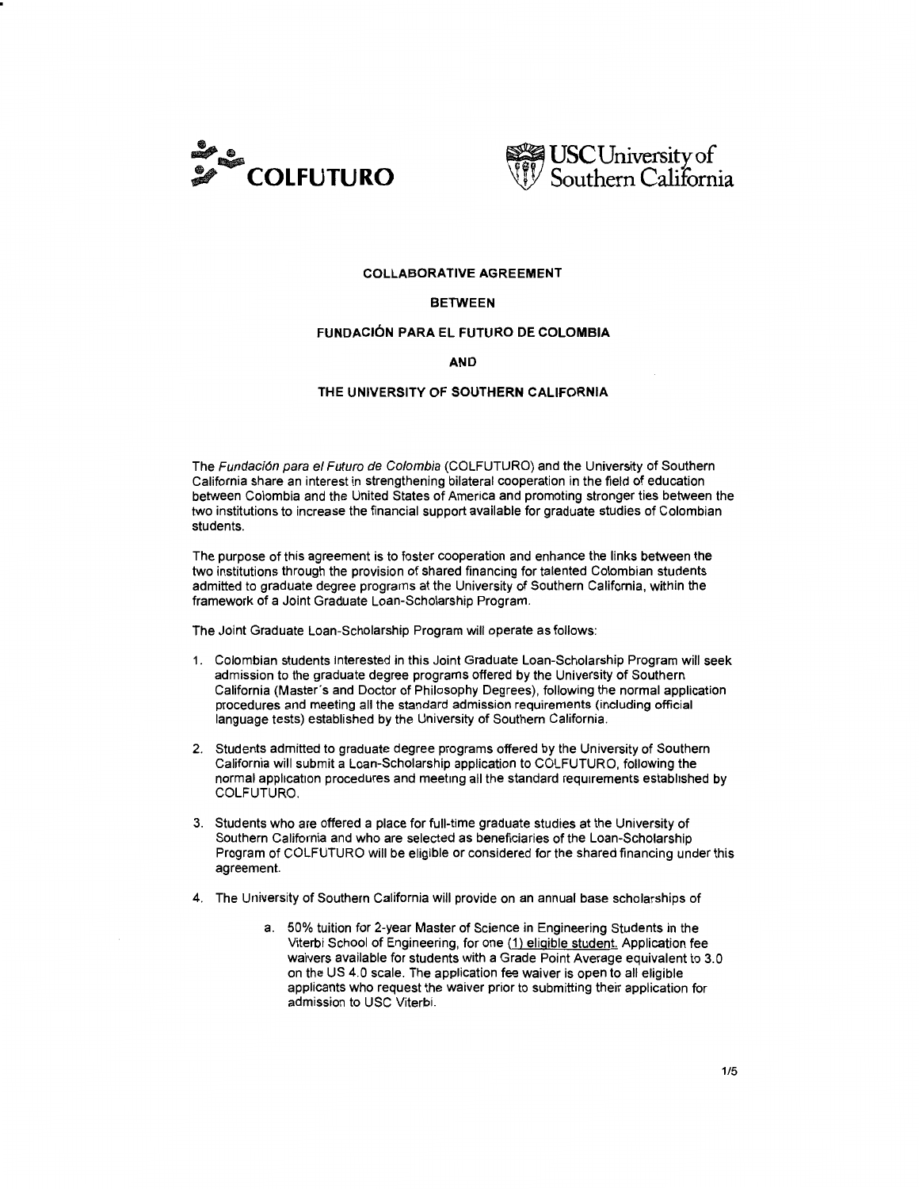COLFUTURO

USC University of Southern California

**COLLABORATIVE AGREEMENT**

**BETWEEN**

**FUNDACIÓN PARA EL FUTURO DE COLOMBIA**

**AND**

**THE UNIVERSITY OF SOUTHERN CALIFORNIA**

The *Fundación para el Futuro de Colombia* (COLFUTURO) and the University of Southern California share an interest in strengthening bilateral cooperation in the field of education between Colombia and the United States of America and promoting stronger ties between the two institutions to increase the financial support available for graduate studies of Colombian students.

The purpose of this agreement is to foster cooperation and enhance the links between the two institutions through the provision of shared financing for talented Colombian students admitted to graduate degree programs at the University of Southern California, within the framework of a Joint Graduate Loan-Scholarship Program.

The Joint Graduate Loan-Scholarship Program will operate as follows:

1. Colombian students interested in this Joint Graduate Loan-Scholarship Program will seek admission to the graduate degree programs offered by the University of Southern California (Master's and Doctor of Philosophy Degrees), following the normal application procedures and meeting all the standard admission requirements (including official language tests) established by the University of Southern California.

2. Students admitted to graduate degree programs offered by the University of Southern California will submit a Loan-Scholarship application to COLFUTURO, following the normal application procedures and meeting all the standard requirements established by COLFUTURO.

3. Students who are offered a place for full-time graduate studies at the University of Southern California and who are selected as beneficiaries of the Loan-Scholarship Program of COLFUTURO will be eligible or considered for the shared financing under this agreement.

4. The University of Southern California will provide on an annual base scholarships of

   a. 50% tuition for 2-year Master of Science in Engineering Students in the Viterbi School of Engineering, for one (1) eligible student. Application fee waivers available for students with a Grade Point Average equivalent to 3.0 on the US 4.0 scale. The application fee waiver is open to all eligible applicants who request the waiver prior to submitting their application for admission to USC Viterbi.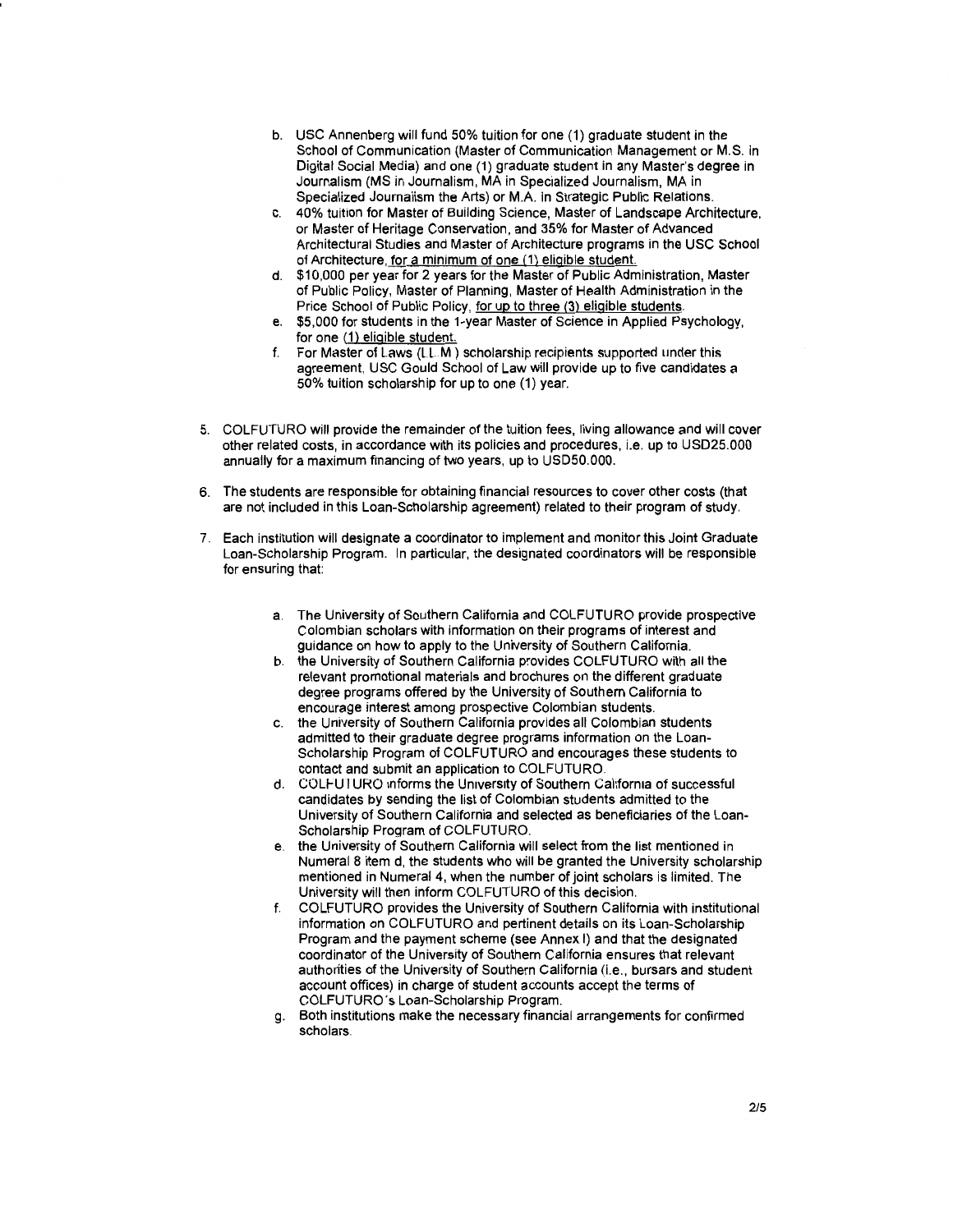b. USC Annenberg will fund 50% tuition for one (1) graduate student in the School of Communication (Master of Communication Management or M.S. in Digital Social Media) and one (1) graduate student in any Master's degree in Journalism (MS in Journalism, MA in Specialized Journalism, MA in Specialized Journalism the Arts) or M.A. in Strategic Public Relations.

c. 40% tuition for Master of Building Science, Master of Landscape Architecture, or Master of Heritage Conservation, and 35% for Master of Advanced Architectural Studies and Master of Architecture programs in the USC School of Architecture, <u>for a minimum of one (1) eligible student.</u>

d. $10,000 per year for 2 years for the Master of Public Administration, Master of Public Policy, Master of Planning, Master of Health Administration in the Price School of Public Policy, <u>for up to three (3) eligible students</u>.

e. $5,000 for students in the 1-year Master of Science in Applied Psychology, for one <u>(1) eligible student.</u>

f. For Master of Laws (LL.M.) scholarship recipients supported under this agreement, USC Gould School of Law will provide up to five candidates a 50% tuition scholarship for up to one (1) year.

5. COLFUTURO will provide the remainder of the tuition fees, living allowance and will cover other related costs, in accordance with its policies and procedures, i.e. up to USD25.000 annually for a maximum financing of two years, up to USD50.000.

6. The students are responsible for obtaining financial resources to cover other costs (that are not included in this Loan-Scholarship agreement) related to their program of study.

7. Each institution will designate a coordinator to implement and monitor this Joint Graduate Loan-Scholarship Program. In particular, the designated coordinators will be responsible for ensuring that:

   a. The University of Southern California and COLFUTURO provide prospective Colombian scholars with information on their programs of interest and guidance on how to apply to the University of Southern California.
   b. the University of Southern California provides COLFUTURO with all the relevant promotional materials and brochures on the different graduate degree programs offered by the University of Southern California to encourage interest among prospective Colombian students.
   c. the University of Southern California provides all Colombian students admitted to their graduate degree programs information on the Loan-Scholarship Program of COLFUTURO and encourages these students to contact and submit an application to COLFUTURO.
   d. COLFUTURO informs the University of Southern California of successful candidates by sending the list of Colombian students admitted to the University of Southern California and selected as beneficiaries of the Loan-Scholarship Program of COLFUTURO.
   e. the University of Southern California will select from the list mentioned in Numeral 8 item d, the students who will be granted the University scholarship mentioned in Numeral 4, when the number of joint scholars is limited. The University will then inform COLFUTURO of this decision.
   f. COLFUTURO provides the University of Southern California with institutional information on COLFUTURO and pertinent details on its Loan-Scholarship Program and the payment scheme (see Annex I) and that the designated coordinator of the University of Southern California ensures that relevant authorities of the University of Southern California (i.e., bursars and student account offices) in charge of student accounts accept the terms of COLFUTURO's Loan-Scholarship Program.
   g. Both institutions make the necessary financial arrangements for confirmed scholars.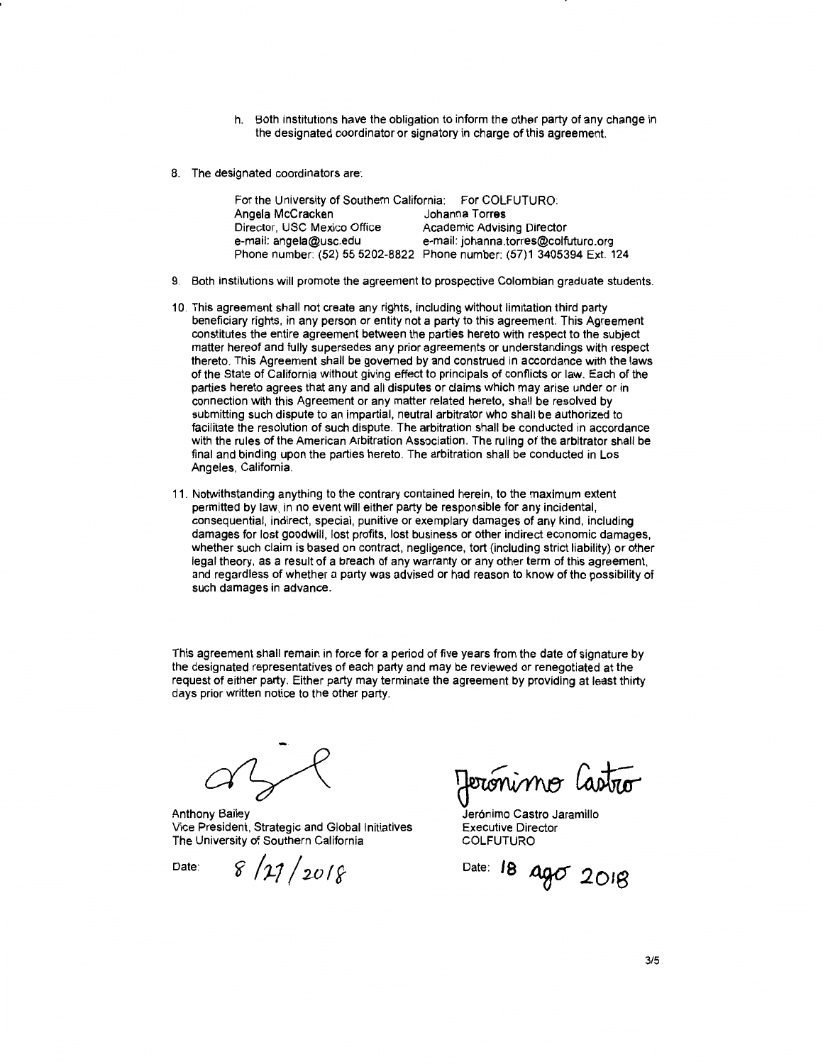h. Both institutions have the obligation to inform the other party of any change in the designated coordinator or signatory in charge of this agreement.

8. The designated coordinators are:

| For the University of Southern California: | For COLFUTURO: |
|---|---|
| Angela McCracken | Johanna Torres |
| Director, USC Mexico Office | Academic Advising Director |
| e-mail: angela@usc.edu | e-mail: johanna.torres@colfuturo.org |
| Phone number: (52) 55 5202-8822 | Phone number: (57)1 3405394 Ext. 124 |

9. Both institutions will promote the agreement to prospective Colombian graduate students.

10. This agreement shall not create any rights, including without limitation third party beneficiary rights, in any person or entity not a party to this agreement. This Agreement constitutes the entire agreement between the parties hereto with respect to the subject matter hereof and fully supersedes any prior agreements or understandings with respect thereto. This Agreement shall be governed by and construed in accordance with the laws of the State of California without giving effect to principals of conflicts or law. Each of the parties hereto agrees that any and all disputes or claims which may arise under or in connection with this Agreement or any matter related hereto, shall be resolved by submitting such dispute to an impartial, neutral arbitrator who shall be authorized to facilitate the resolution of such dispute. The arbitration shall be conducted in accordance with the rules of the American Arbitration Association. The ruling of the arbitrator shall be final and binding upon the parties hereto. The arbitration shall be conducted in Los Angeles, California.

11. Notwithstanding anything to the contrary contained herein, to the maximum extent permitted by law, in no event will either party be responsible for any incidental, consequential, indirect, special, punitive or exemplary damages of any kind, including damages for lost goodwill, lost profits, lost business or other indirect economic damages, whether such claim is based on contract, negligence, tort (including strict liability) or other legal theory, as a result of a breach of any warranty or any other term of this agreement, and regardless of whether a party was advised or had reason to know of the possibility of such damages in advance.

This agreement shall remain in force for a period of five years from the date of signature by the designated representatives of each party and may be reviewed or renegotiated at the request of either party. Either party may terminate the agreement by providing at least thirty days prior written notice to the other party.

| | |
|---|---|
| Anthony Bailey | Jerónimo Castro Jaramillo |
| Vice President, Strategic and Global Initiatives | Executive Director |
| The University of Southern California | COLFUTURO |
| Date: 8/27/2018 | Date: 18 ago 2018 |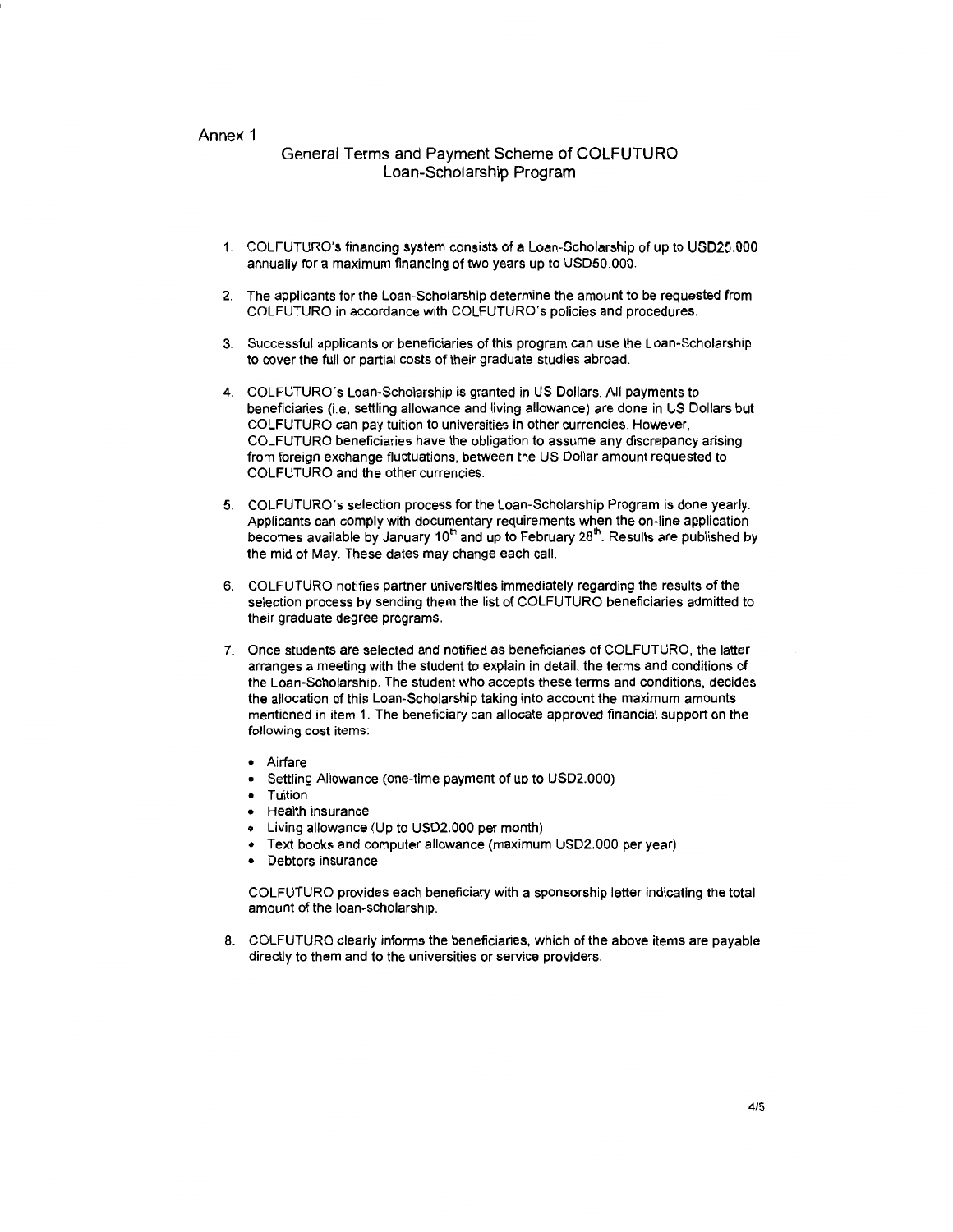Annex 1

## General Terms and Payment Scheme of COLFUTURO Loan-Scholarship Program

1. COLFUTURO's financing system consists of a Loan-Scholarship of up to USD25.000 annually for a maximum financing of two years up to USD50.000.

2. The applicants for the Loan-Scholarship determine the amount to be requested from COLFUTURO in accordance with COLFUTURO's policies and procedures.

3. Successful applicants or beneficiaries of this program can use the Loan-Scholarship to cover the full or partial costs of their graduate studies abroad.

4. COLFUTURO's Loan-Scholarship is granted in US Dollars. All payments to beneficiaries (i.e. settling allowance and living allowance) are done in US Dollars but COLFUTURO can pay tuition to universities in other currencies. However, COLFUTURO beneficiaries have the obligation to assume any discrepancy arising from foreign exchange fluctuations, between the US Dollar amount requested to COLFUTURO and the other currencies.

5. COLFUTURO's selection process for the Loan-Scholarship Program is done yearly. Applicants can comply with documentary requirements when the on-line application becomes available by January 10th and up to February 28th. Results are published by the mid of May. These dates may change each call.

6. COLFUTURO notifies partner universities immediately regarding the results of the selection process by sending them the list of COLFUTURO beneficiaries admitted to their graduate degree programs.

7. Once students are selected and notified as beneficiaries of COLFUTURO, the latter arranges a meeting with the student to explain in detail, the terms and conditions of the Loan-Scholarship. The student who accepts these terms and conditions, decides the allocation of this Loan-Scholarship taking into account the maximum amounts mentioned in item 1. The beneficiary can allocate approved financial support on the following cost items:

   - Airfare
   - Settling Allowance (one-time payment of up to USD2.000)
   - Tuition
   - Health insurance
   - Living allowance (Up to USD2.000 per month)
   - Text books and computer allowance (maximum USD2.000 per year)
   - Debtors insurance

   COLFUTURO provides each beneficiary with a sponsorship letter indicating the total amount of the loan-scholarship.

8. COLFUTURO clearly informs the beneficiaries, which of the above items are payable directly to them and to the universities or service providers.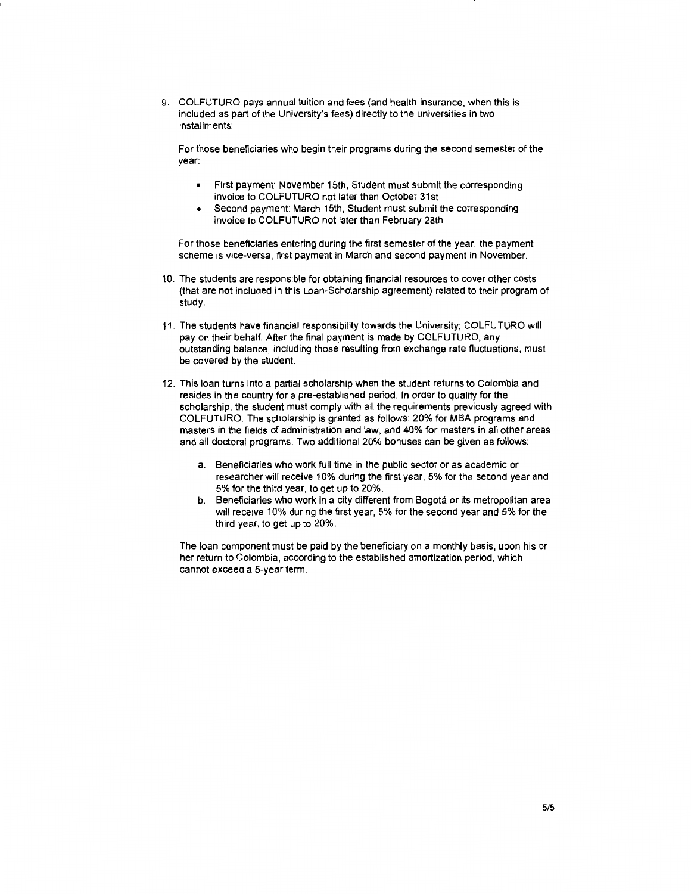9. COLFUTURO pays annual tuition and fees (and health insurance, when this is included as part of the University's fees) directly to the universities in two installments:

   For those beneficiaries who begin their programs during the second semester of the year:

   - First payment: November 15th, Student must submit the corresponding invoice to COLFUTURO not later than October 31st
   - Second payment: March 15th, Student must submit the corresponding invoice to COLFUTURO not later than February 28th

   For those beneficiaries entering during the first semester of the year, the payment scheme is vice-versa, first payment in March and second payment in November.

10. The students are responsible for obtaining financial resources to cover other costs (that are not included in this Loan-Scholarship agreement) related to their program of study.

11. The students have financial responsibility towards the University; COLFUTURO will pay on their behalf. After the final payment is made by COLFUTURO, any outstanding balance, including those resulting from exchange rate fluctuations, must be covered by the student.

12. This loan turns into a partial scholarship when the student returns to Colombia and resides in the country for a pre-established period. In order to qualify for the scholarship, the student must comply with all the requirements previously agreed with COLFUTURO. The scholarship is granted as follows: 20% for MBA programs and masters in the fields of administration and law, and 40% for masters in all other areas and all doctoral programs. Two additional 20% bonuses can be given as follows:

    a. Beneficiaries who work full time in the public sector or as academic or researcher will receive 10% during the first year, 5% for the second year and 5% for the third year, to get up to 20%.
    b. Beneficiaries who work in a city different from Bogotá or its metropolitan area will receive 10% during the first year, 5% for the second year and 5% for the third year, to get up to 20%.

    The loan component must be paid by the beneficiary on a monthly basis, upon his or her return to Colombia, according to the established amortization period, which cannot exceed a 5-year term.